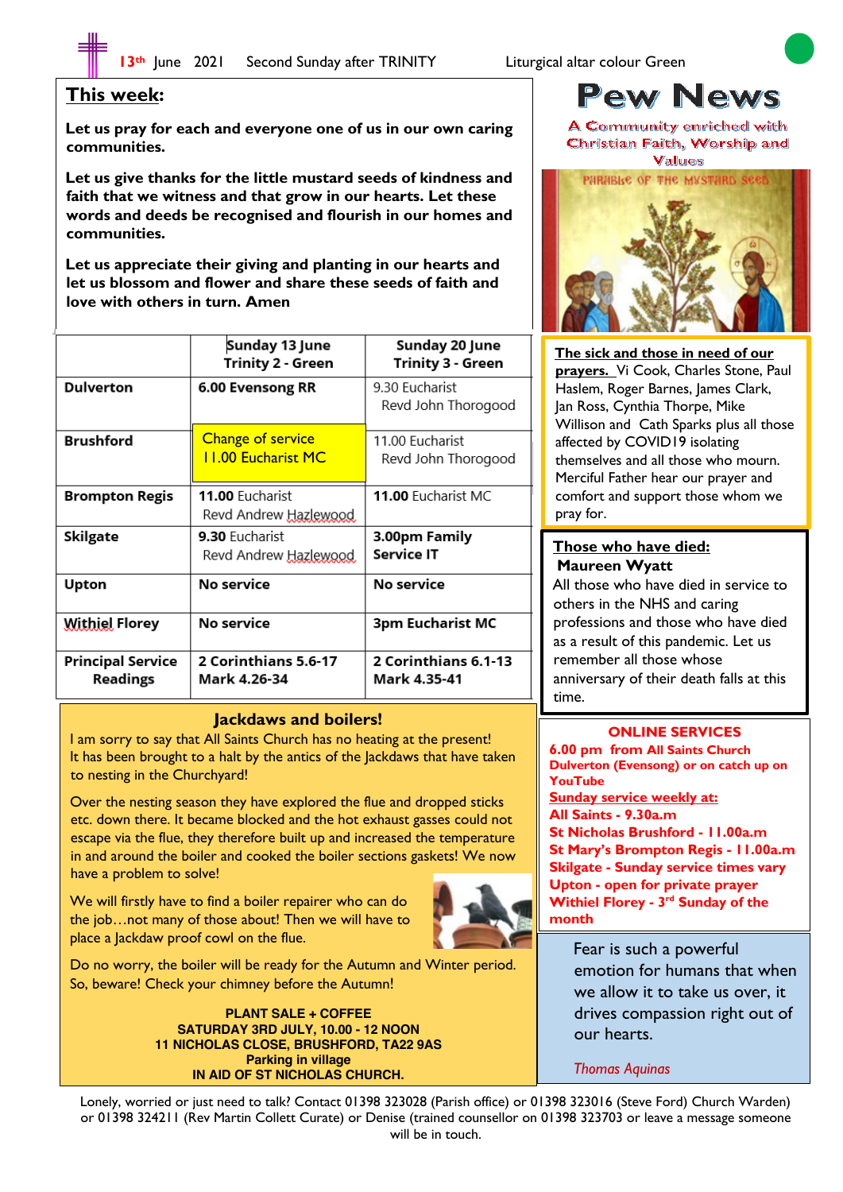13th June 2021 Second Sunday after TRINITY Liturgical altar colour Green

# Pew News

A Community enriched with Christian Faith, Worship and Values

## This week:

**Let us pray for each and everyone one of us in our own caring communities.**

**Let us give thanks for the little mustard seeds of kindness and faith that we witness and that grow in our hearts. Let these words and deeds be recognised and flourish in our homes and communities.**

**Let us appreciate their giving and planting in our hearts and let us blossom and flower and share these seeds of faith and love with others in turn. Amen**

| | Sunday 13 June Trinity 2 - Green | Sunday 20 June Trinity 3 - Green |
|---|---|---|
| **Dulverton** | **6.00 Evensong RR** | 9.30 Eucharist Revd John Thorogood |
| **Brushford** | Change of service 11.00 Eucharist MC | 11.00 Eucharist Revd John Thorogood |
| **Brompton Regis** | **11.00** Eucharist Revd Andrew Hazlewood | **11.00** Eucharist MC |
| **Skilgate** | **9.30** Eucharist Revd Andrew Hazlewood | **3.00pm Family Service IT** |
| **Upton** | **No service** | **No service** |
| **Withiel Florey** | **No service** | **3pm Eucharist MC** |
| **Principal Service Readings** | **2 Corinthians 5.6-17 Mark 4.26-34** | **2 Corinthians 6.1-13 Mark 4.35-41** |

## Jackdaws and boilers!

I am sorry to say that All Saints Church has no heating at the present! It has been brought to a halt by the antics of the Jackdaws that have taken to nesting in the Churchyard!

Over the nesting season they have explored the flue and dropped sticks etc. down there. It became blocked and the hot exhaust gasses could not escape via the flue, they therefore built up and increased the temperature in and around the boiler and cooked the boiler sections gaskets! We now have a problem to solve!

We will firstly have to find a boiler repairer who can do the job…not many of those about! Then we will have to place a Jackdaw proof cowl on the flue.

Do no worry, the boiler will be ready for the Autumn and Winter period. So, beware! Check your chimney before the Autumn!

**PLANT SALE + COFFEE**
**SATURDAY 3RD JULY, 10.00 - 12 NOON**
**11 NICHOLAS CLOSE, BRUSHFORD, TA22 9AS**
**Parking in village**
**IN AID OF ST NICHOLAS CHURCH.**

**The sick and those in need of our prayers.** Vi Cook, Charles Stone, Paul Haslem, Roger Barnes, James Clark, Jan Ross, Cynthia Thorpe, Mike Willison and Cath Sparks plus all those affected by COVID19 isolating themselves and all those who mourn. Merciful Father hear our prayer and comfort and support those whom we pray for.

**Those who have died:**
**Maureen Wyatt**
All those who have died in service to others in the NHS and caring professions and those who have died as a result of this pandemic. Let us remember all those whose anniversary of their death falls at this time.

**ONLINE SERVICES**
**6.00 pm from All Saints Church Dulverton (Evensong) or on catch up on YouTube**
**Sunday service weekly at:**
**All Saints - 9.30a.m**
**St Nicholas Brushford - 11.00a.m**
**St Mary's Brompton Regis - 11.00a.m**
**Skilgate - Sunday service times vary**
**Upton - open for private prayer**
**Withiel Florey - 3rd Sunday of the month**

Fear is such a powerful emotion for humans that when we allow it to take us over, it drives compassion right out of our hearts.

*Thomas Aquinas*

Lonely, worried or just need to talk? Contact 01398 323028 (Parish office) or 01398 323016 (Steve Ford) Church Warden) or 01398 324211 (Rev Martin Collett Curate) or Denise (trained counsellor on 01398 323703 or leave a message someone will be in touch.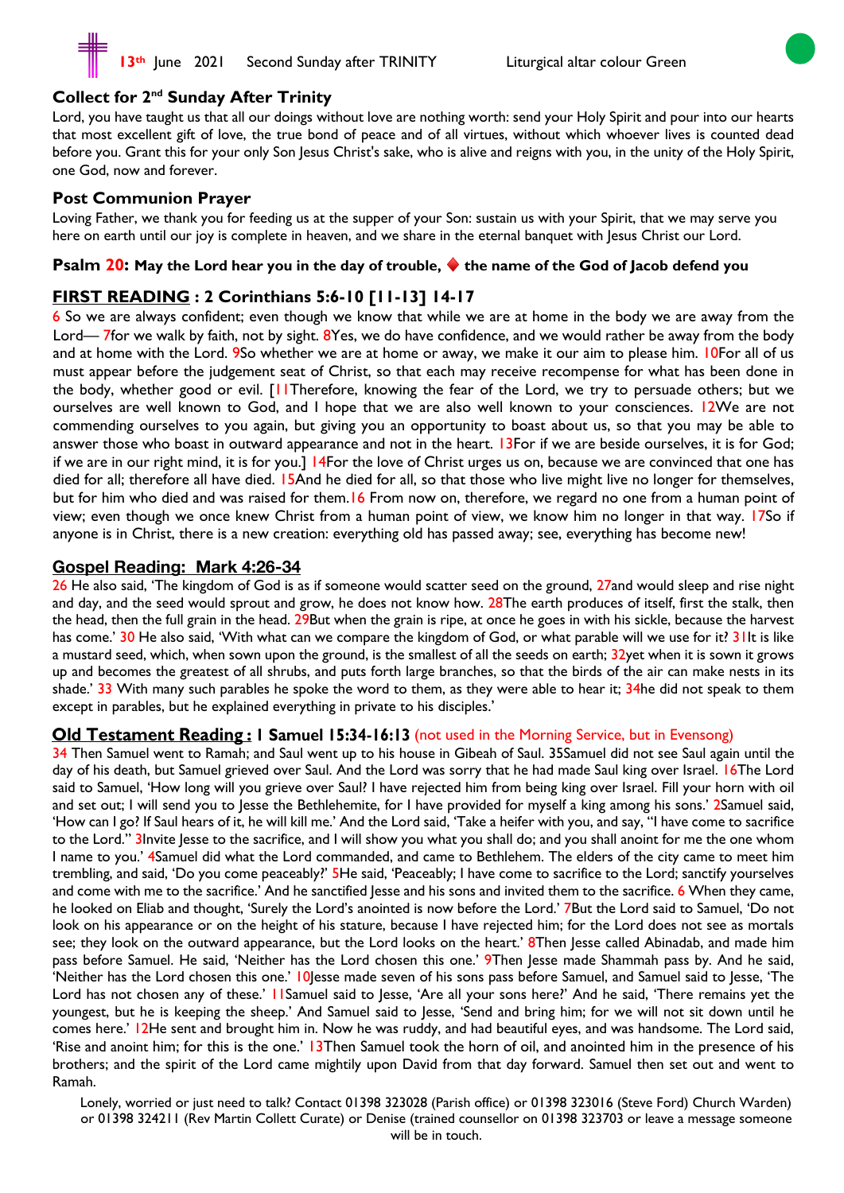13th June 2021 Second Sunday after TRINITY Liturgical altar colour Green

### Collect for 2nd Sunday After Trinity

Lord, you have taught us that all our doings without love are nothing worth: send your Holy Spirit and pour into our hearts that most excellent gift of love, the true bond of peace and of all virtues, without which whoever lives is counted dead before you. Grant this for your only Son Jesus Christ's sake, who is alive and reigns with you, in the unity of the Holy Spirit, one God, now and forever.

### Post Communion Prayer

Loving Father, we thank you for feeding us at the supper of your Son: sustain us with your Spirit, that we may serve you here on earth until our joy is complete in heaven, and we share in the eternal banquet with Jesus Christ our Lord.

### Psalm 20: May the Lord hear you in the day of trouble, ♦ the name of the God of Jacob defend you

## FIRST READING : 2 Corinthians 5:6-10 [11-13] 14-17

6 So we are always confident; even though we know that while we are at home in the body we are away from the Lord— 7for we walk by faith, not by sight. 8Yes, we do have confidence, and we would rather be away from the body and at home with the Lord. 9So whether we are at home or away, we make it our aim to please him. 10For all of us must appear before the judgement seat of Christ, so that each may receive recompense for what has been done in the body, whether good or evil. [11Therefore, knowing the fear of the Lord, we try to persuade others; but we ourselves are well known to God, and I hope that we are also well known to your consciences. 12We are not commending ourselves to you again, but giving you an opportunity to boast about us, so that you may be able to answer those who boast in outward appearance and not in the heart. 13For if we are beside ourselves, it is for God; if we are in our right mind, it is for you.] 14For the love of Christ urges us on, because we are convinced that one has died for all; therefore all have died. 15And he died for all, so that those who live might live no longer for themselves, but for him who died and was raised for them.16 From now on, therefore, we regard no one from a human point of view; even though we once knew Christ from a human point of view, we know him no longer in that way. 17So if anyone is in Christ, there is a new creation: everything old has passed away; see, everything has become new!

## Gospel Reading: Mark 4:26-34

26 He also said, 'The kingdom of God is as if someone would scatter seed on the ground, 27and would sleep and rise night and day, and the seed would sprout and grow, he does not know how. 28The earth produces of itself, first the stalk, then the head, then the full grain in the head. 29But when the grain is ripe, at once he goes in with his sickle, because the harvest has come.' 30 He also said, 'With what can we compare the kingdom of God, or what parable will we use for it? 31It is like a mustard seed, which, when sown upon the ground, is the smallest of all the seeds on earth; 32yet when it is sown it grows up and becomes the greatest of all shrubs, and puts forth large branches, so that the birds of the air can make nests in its shade.' 33 With many such parables he spoke the word to them, as they were able to hear it; 34he did not speak to them except in parables, but he explained everything in private to his disciples.'

## Old Testament Reading : 1 Samuel 15:34-16:13 (not used in the Morning Service, but in Evensong)

34 Then Samuel went to Ramah; and Saul went up to his house in Gibeah of Saul. 35Samuel did not see Saul again until the day of his death, but Samuel grieved over Saul. And the Lord was sorry that he had made Saul king over Israel. 16The Lord said to Samuel, 'How long will you grieve over Saul? I have rejected him from being king over Israel. Fill your horn with oil and set out; I will send you to Jesse the Bethlehemite, for I have provided for myself a king among his sons.' 2Samuel said, 'How can I go? If Saul hears of it, he will kill me.' And the Lord said, 'Take a heifer with you, and say, "I have come to sacrifice to the Lord." 3Invite Jesse to the sacrifice, and I will show you what you shall do; and you shall anoint for me the one whom I name to you.' 4Samuel did what the Lord commanded, and came to Bethlehem. The elders of the city came to meet him trembling, and said, 'Do you come peaceably?' 5He said, 'Peaceably; I have come to sacrifice to the Lord; sanctify yourselves and come with me to the sacrifice.' And he sanctified Jesse and his sons and invited them to the sacrifice. 6 When they came, he looked on Eliab and thought, 'Surely the Lord's anointed is now before the Lord.' 7But the Lord said to Samuel, 'Do not look on his appearance or on the height of his stature, because I have rejected him; for the Lord does not see as mortals see; they look on the outward appearance, but the Lord looks on the heart.' 8Then Jesse called Abinadab, and made him pass before Samuel. He said, 'Neither has the Lord chosen this one.' 9Then Jesse made Shammah pass by. And he said, 'Neither has the Lord chosen this one.' 10Jesse made seven of his sons pass before Samuel, and Samuel said to Jesse, 'The Lord has not chosen any of these.' 11Samuel said to Jesse, 'Are all your sons here?' And he said, 'There remains yet the youngest, but he is keeping the sheep.' And Samuel said to Jesse, 'Send and bring him; for we will not sit down until he comes here.' 12He sent and brought him in. Now he was ruddy, and had beautiful eyes, and was handsome. The Lord said, 'Rise and anoint him; for this is the one.' 13Then Samuel took the horn of oil, and anointed him in the presence of his brothers; and the spirit of the Lord came mightily upon David from that day forward. Samuel then set out and went to Ramah.

Lonely, worried or just need to talk? Contact 01398 323028 (Parish office) or 01398 323016 (Steve Ford) Church Warden) or 01398 324211 (Rev Martin Collett Curate) or Denise (trained counsellor on 01398 323703 or leave a message someone will be in touch.